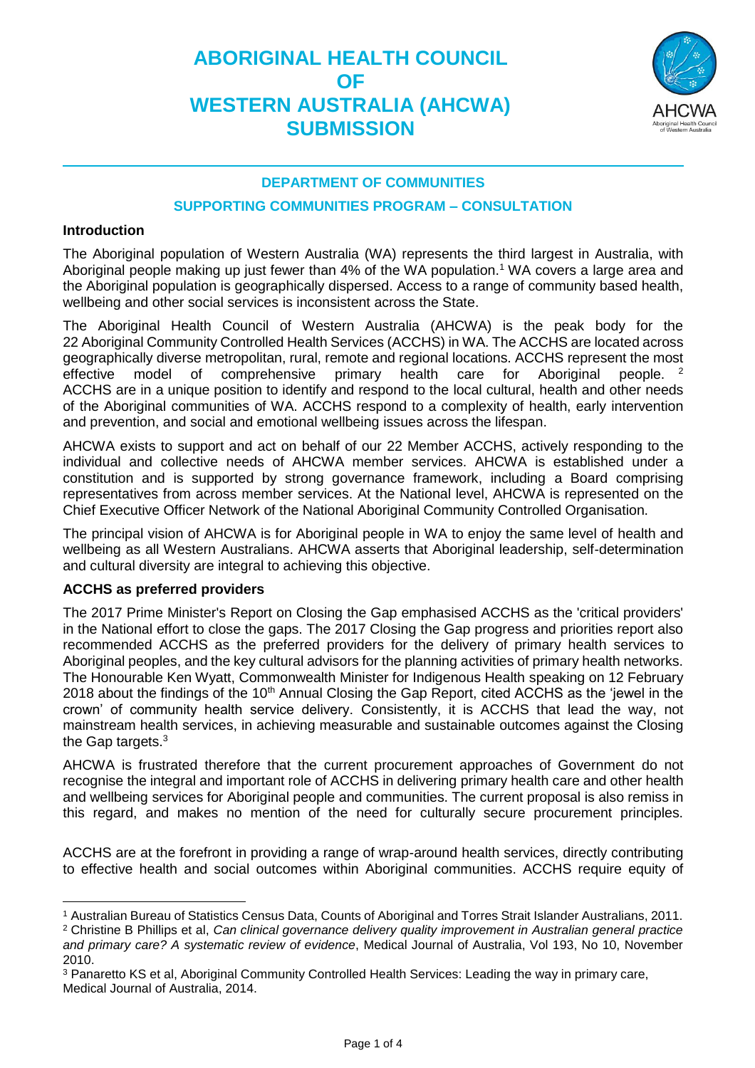# ABORIGINAL HEALTH COUNCIL OF WESTERN AUSTRALIA (AHCWA) SUBMISSION

## DEPARTMENT OF COMMUNITIES

## SUPPORTING COMMUNITIES PROGRAM – CONSULTATION

### Introduction

The Aboriginal population of Western Australia (WA) represents the third largest in Australia, with Aboriginal people making up just fewer than 4% of the WA population.[1] WA covers a large area and the Aboriginal population is geographically dispersed. Access to a range of community based health, wellbeing and other social services is inconsistent across the State.

The Aboriginal Health Council of Western Australia (AHCWA) is the peak body for the 22 Aboriginal Community Controlled Health Services (ACCHS) in WA. The ACCHS are located across geographically diverse metropolitan, rural, remote and regional locations. ACCHS represent the most effective model of comprehensive primary health care for Aboriginal people.[2] ACCHS are in a unique position to identify and respond to the local cultural, health and other needs of the Aboriginal communities of WA. ACCHS respond to a complexity of health, early intervention and prevention, and social and emotional wellbeing issues across the lifespan.

AHCWA exists to support and act on behalf of our 22 Member ACCHS, actively responding to the individual and collective needs of AHCWA member services. AHCWA is established under a constitution and is supported by strong governance framework, including a Board comprising representatives from across member services. At the National level, AHCWA is represented on the Chief Executive Officer Network of the National Aboriginal Community Controlled Organisation.

The principal vision of AHCWA is for Aboriginal people in WA to enjoy the same level of health and wellbeing as all Western Australians. AHCWA asserts that Aboriginal leadership, self-determination and cultural diversity are integral to achieving this objective.

### ACCHS as preferred providers

The 2017 Prime Minister's Report on Closing the Gap emphasised ACCHS as the 'critical providers' in the National effort to close the gaps. The 2017 Closing the Gap progress and priorities report also recommended ACCHS as the preferred providers for the delivery of primary health services to Aboriginal peoples, and the key cultural advisors for the planning activities of primary health networks. The Honourable Ken Wyatt, Commonwealth Minister for Indigenous Health speaking on 12 February 2018 about the findings of the 10th Annual Closing the Gap Report, cited ACCHS as the 'jewel in the crown' of community health service delivery. Consistently, it is ACCHS that lead the way, not mainstream health services, in achieving measurable and sustainable outcomes against the Closing the Gap targets.[3]

AHCWA is frustrated therefore that the current procurement approaches of Government do not recognise the integral and important role of ACCHS in delivering primary health care and other health and wellbeing services for Aboriginal people and communities. The current proposal is also remiss in this regard, and makes no mention of the need for culturally secure procurement principles.

ACCHS are at the forefront in providing a range of wrap-around health services, directly contributing to effective health and social outcomes within Aboriginal communities. ACCHS require equity of

---

[1] Australian Bureau of Statistics Census Data, Counts of Aboriginal and Torres Strait Islander Australians, 2011.

[2] Christine B Phillips et al, *Can clinical governance delivery quality improvement in Australian general practice and primary care? A systematic review of evidence*, Medical Journal of Australia, Vol 193, No 10, November 2010.

[3] Panaretto KS et al, Aboriginal Community Controlled Health Services: Leading the way in primary care, Medical Journal of Australia, 2014.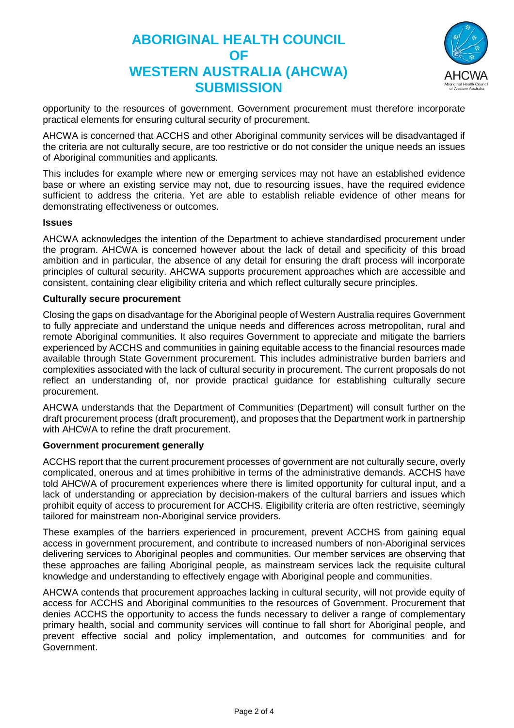opportunity to the resources of government. Government procurement must therefore incorporate practical elements for ensuring cultural security of procurement.

AHCWA is concerned that ACCHS and other Aboriginal community services will be disadvantaged if the criteria are not culturally secure, are too restrictive or do not consider the unique needs an issues of Aboriginal communities and applicants.

This includes for example where new or emerging services may not have an established evidence base or where an existing service may not, due to resourcing issues, have the required evidence sufficient to address the criteria. Yet are able to establish reliable evidence of other means for demonstrating effectiveness or outcomes.

**Issues**

AHCWA acknowledges the intention of the Department to achieve standardised procurement under the program. AHCWA is concerned however about the lack of detail and specificity of this broad ambition and in particular, the absence of any detail for ensuring the draft process will incorporate principles of cultural security. AHCWA supports procurement approaches which are accessible and consistent, containing clear eligibility criteria and which reflect culturally secure principles.

**Culturally secure procurement**

Closing the gaps on disadvantage for the Aboriginal people of Western Australia requires Government to fully appreciate and understand the unique needs and differences across metropolitan, rural and remote Aboriginal communities. It also requires Government to appreciate and mitigate the barriers experienced by ACCHS and communities in gaining equitable access to the financial resources made available through State Government procurement. This includes administrative burden barriers and complexities associated with the lack of cultural security in procurement. The current proposals do not reflect an understanding of, nor provide practical guidance for establishing culturally secure procurement.

AHCWA understands that the Department of Communities (Department) will consult further on the draft procurement process (draft procurement), and proposes that the Department work in partnership with AHCWA to refine the draft procurement.

**Government procurement generally**

ACCHS report that the current procurement processes of government are not culturally secure, overly complicated, onerous and at times prohibitive in terms of the administrative demands. ACCHS have told AHCWA of procurement experiences where there is limited opportunity for cultural input, and a lack of understanding or appreciation by decision-makers of the cultural barriers and issues which prohibit equity of access to procurement for ACCHS. Eligibility criteria are often restrictive, seemingly tailored for mainstream non-Aboriginal service providers.

These examples of the barriers experienced in procurement, prevent ACCHS from gaining equal access in government procurement, and contribute to increased numbers of non-Aboriginal services delivering services to Aboriginal peoples and communities. Our member services are observing that these approaches are failing Aboriginal people, as mainstream services lack the requisite cultural knowledge and understanding to effectively engage with Aboriginal people and communities.

AHCWA contends that procurement approaches lacking in cultural security, will not provide equity of access for ACCHS and Aboriginal communities to the resources of Government. Procurement that denies ACCHS the opportunity to access the funds necessary to deliver a range of complementary primary health, social and community services will continue to fall short for Aboriginal people, and prevent effective social and policy implementation, and outcomes for communities and for Government.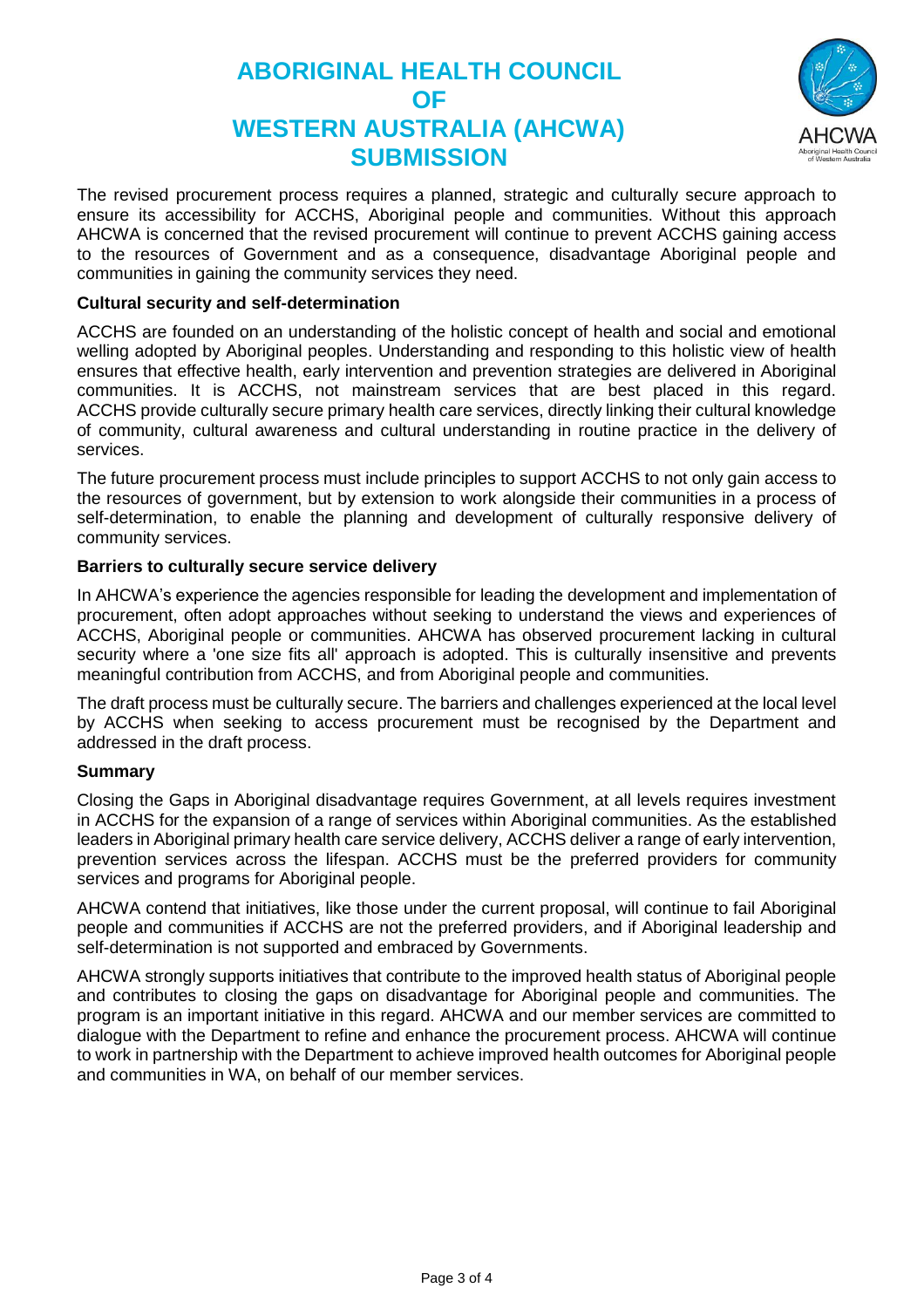# ABORIGINAL HEALTH COUNCIL OF WESTERN AUSTRALIA (AHCWA) SUBMISSION

The revised procurement process requires a planned, strategic and culturally secure approach to ensure its accessibility for ACCHS, Aboriginal people and communities. Without this approach AHCWA is concerned that the revised procurement will continue to prevent ACCHS gaining access to the resources of Government and as a consequence, disadvantage Aboriginal people and communities in gaining the community services they need.

**Cultural security and self-determination**

ACCHS are founded on an understanding of the holistic concept of health and social and emotional welling adopted by Aboriginal peoples. Understanding and responding to this holistic view of health ensures that effective health, early intervention and prevention strategies are delivered in Aboriginal communities. It is ACCHS, not mainstream services that are best placed in this regard. ACCHS provide culturally secure primary health care services, directly linking their cultural knowledge of community, cultural awareness and cultural understanding in routine practice in the delivery of services.

The future procurement process must include principles to support ACCHS to not only gain access to the resources of government, but by extension to work alongside their communities in a process of self-determination, to enable the planning and development of culturally responsive delivery of community services.

**Barriers to culturally secure service delivery**

In AHCWA's experience the agencies responsible for leading the development and implementation of procurement, often adopt approaches without seeking to understand the views and experiences of ACCHS, Aboriginal people or communities. AHCWA has observed procurement lacking in cultural security where a 'one size fits all' approach is adopted. This is culturally insensitive and prevents meaningful contribution from ACCHS, and from Aboriginal people and communities.

The draft process must be culturally secure. The barriers and challenges experienced at the local level by ACCHS when seeking to access procurement must be recognised by the Department and addressed in the draft process.

**Summary**

Closing the Gaps in Aboriginal disadvantage requires Government, at all levels requires investment in ACCHS for the expansion of a range of services within Aboriginal communities. As the established leaders in Aboriginal primary health care service delivery, ACCHS deliver a range of early intervention, prevention services across the lifespan. ACCHS must be the preferred providers for community services and programs for Aboriginal people.

AHCWA contend that initiatives, like those under the current proposal, will continue to fail Aboriginal people and communities if ACCHS are not the preferred providers, and if Aboriginal leadership and self-determination is not supported and embraced by Governments.

AHCWA strongly supports initiatives that contribute to the improved health status of Aboriginal people and contributes to closing the gaps on disadvantage for Aboriginal people and communities. The program is an important initiative in this regard. AHCWA and our member services are committed to dialogue with the Department to refine and enhance the procurement process. AHCWA will continue to work in partnership with the Department to achieve improved health outcomes for Aboriginal people and communities in WA, on behalf of our member services.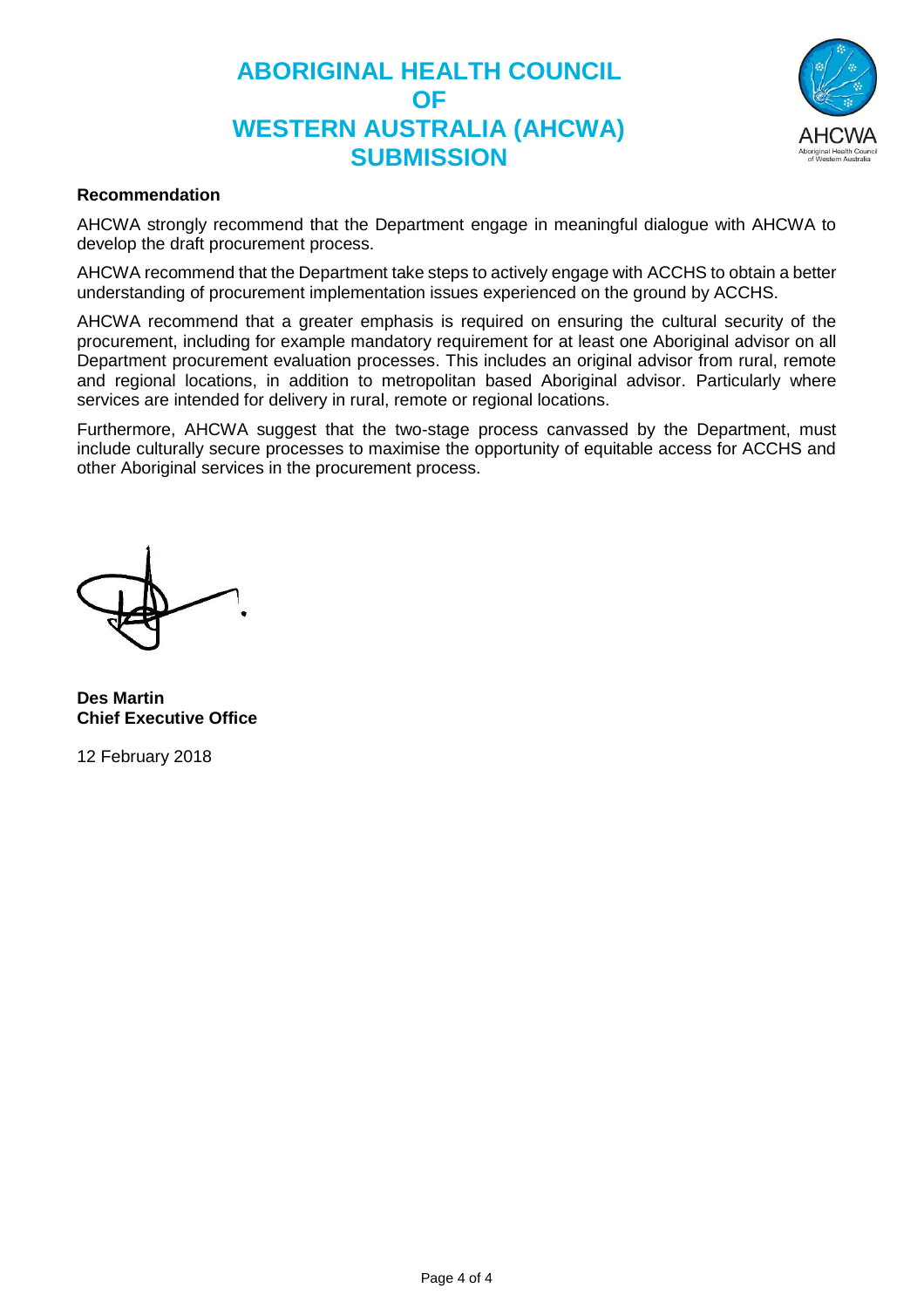# ABORIGINAL HEALTH COUNCIL OF WESTERN AUSTRALIA (AHCWA) SUBMISSION

**Recommendation**

AHCWA strongly recommend that the Department engage in meaningful dialogue with AHCWA to develop the draft procurement process.

AHCWA recommend that the Department take steps to actively engage with ACCHS to obtain a better understanding of procurement implementation issues experienced on the ground by ACCHS.

AHCWA recommend that a greater emphasis is required on ensuring the cultural security of the procurement, including for example mandatory requirement for at least one Aboriginal advisor on all Department procurement evaluation processes. This includes an original advisor from rural, remote and regional locations, in addition to metropolitan based Aboriginal advisor. Particularly where services are intended for delivery in rural, remote or regional locations.

Furthermore, AHCWA suggest that the two-stage process canvassed by the Department, must include culturally secure processes to maximise the opportunity of equitable access for ACCHS and other Aboriginal services in the procurement process.

**Des Martin**
**Chief Executive Office**

12 February 2018